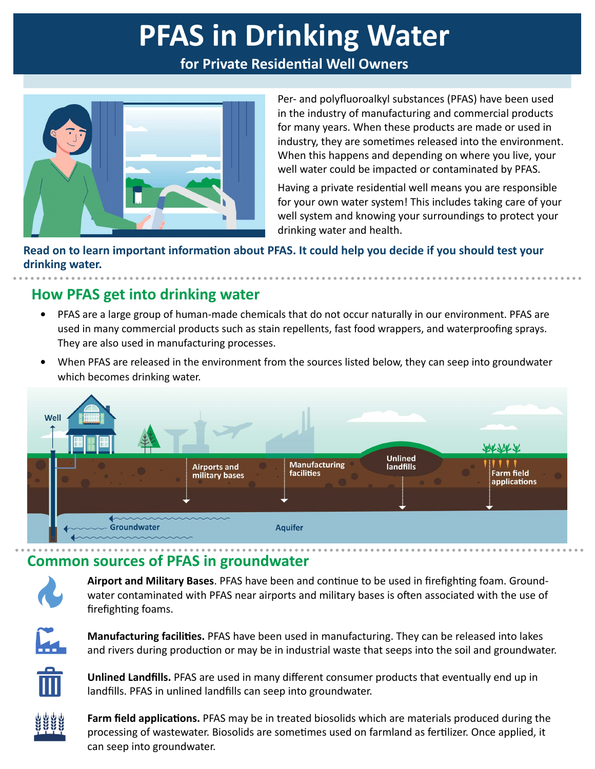# PFAS in Drinking Water

## for Private Residential Well Owners

Per- and polyfluoroalkyl substances (PFAS) have been used in the industry of manufacturing and commercial products for many years. When these products are made or used in industry, they are sometimes released into the environment. When this happens and depending on where you live, your well water could be impacted or contaminated by PFAS.

Having a private residential well means you are responsible for your own water system! This includes taking care of your well system and knowing your surroundings to protect your drinking water and health.

**Read on to learn important information about PFAS. It could help you decide if you should test your drinking water.**

## How PFAS get into drinking water

- PFAS are a large group of human-made chemicals that do not occur naturally in our environment. PFAS are used in many commercial products such as stain repellents, fast food wrappers, and waterproofing sprays. They are also used in manufacturing processes.
- When PFAS are released in the environment from the sources listed below, they can seep into groundwater which becomes drinking water.

Well · Airports and military bases · Manufacturing facilities · Unlined landfills · Farm field applications · Groundwater · Aquifer

## Common sources of PFAS in groundwater

**Airport and Military Bases**. PFAS have been and continue to be used in firefighting foam. Groundwater contaminated with PFAS near airports and military bases is often associated with the use of firefighting foams.

**Manufacturing facilities.** PFAS have been used in manufacturing. They can be released into lakes and rivers during production or may be in industrial waste that seeps into the soil and groundwater.

**Unlined Landfills.** PFAS are used in many different consumer products that eventually end up in landfills. PFAS in unlined landfills can seep into groundwater.

**Farm field applications.** PFAS may be in treated biosolids which are materials produced during the processing of wastewater. Biosolids are sometimes used on farmland as fertilizer. Once applied, it can seep into groundwater.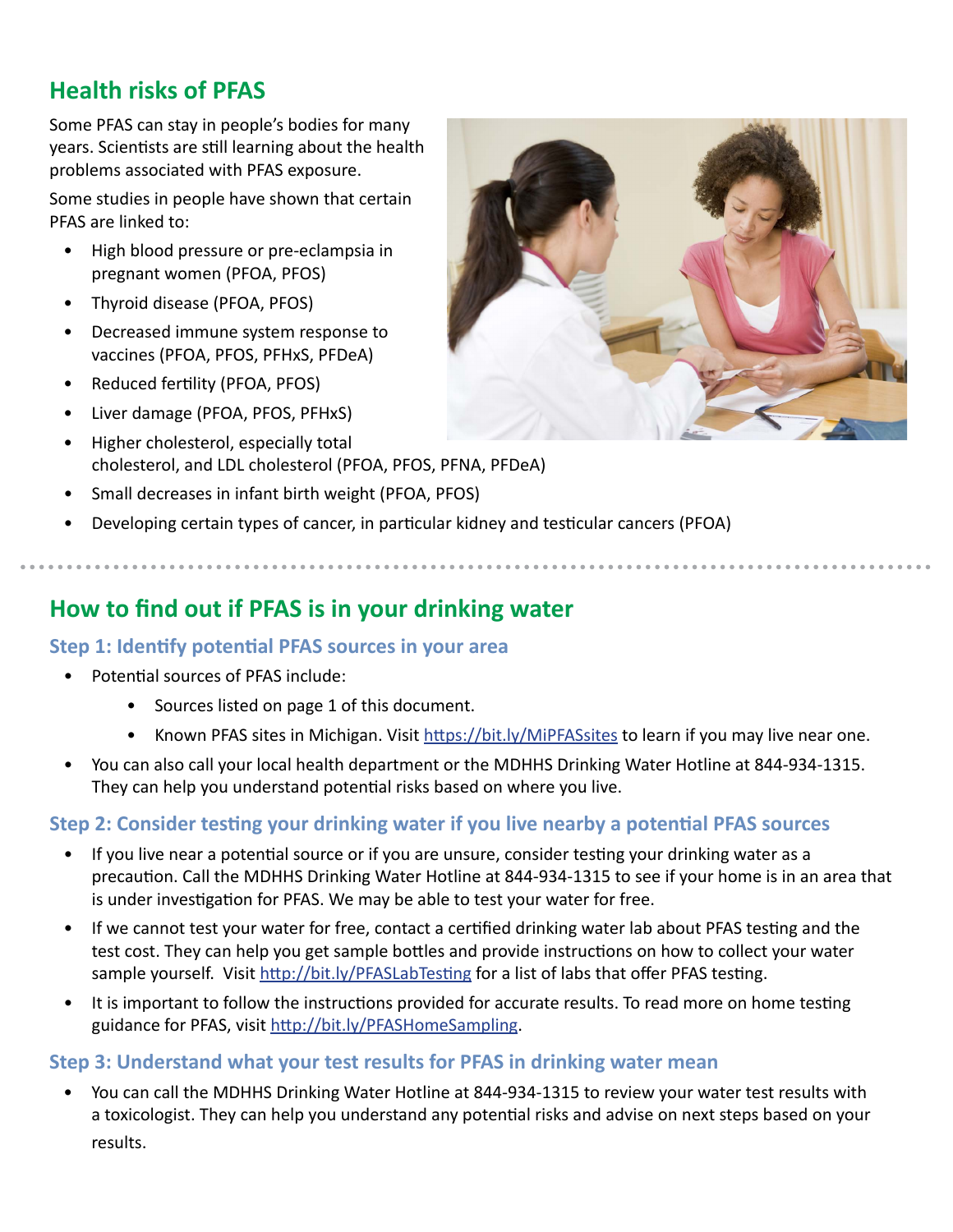## Health risks of PFAS

Some PFAS can stay in people's bodies for many years. Scientists are still learning about the health problems associated with PFAS exposure.

Some studies in people have shown that certain PFAS are linked to:

- High blood pressure or pre-eclampsia in pregnant women (PFOA, PFOS)
- Thyroid disease (PFOA, PFOS)
- Decreased immune system response to vaccines (PFOA, PFOS, PFHxS, PFDeA)
- Reduced fertility (PFOA, PFOS)
- Liver damage (PFOA, PFOS, PFHxS)
- Higher cholesterol, especially total cholesterol, and LDL cholesterol (PFOA, PFOS, PFNA, PFDeA)
- Small decreases in infant birth weight (PFOA, PFOS)
- Developing certain types of cancer, in particular kidney and testicular cancers (PFOA)

## How to find out if PFAS is in your drinking water

### Step 1: Identify potential PFAS sources in your area

- Potential sources of PFAS include:
    - Sources listed on page 1 of this document.
    - Known PFAS sites in Michigan. Visit https://bit.ly/MiPFASsites to learn if you may live near one.
- You can also call your local health department or the MDHHS Drinking Water Hotline at 844-934-1315. They can help you understand potential risks based on where you live.

### Step 2: Consider testing your drinking water if you live nearby a potential PFAS sources

- If you live near a potential source or if you are unsure, consider testing your drinking water as a precaution. Call the MDHHS Drinking Water Hotline at 844-934-1315 to see if your home is in an area that is under investigation for PFAS. We may be able to test your water for free.
- If we cannot test your water for free, contact a certified drinking water lab about PFAS testing and the test cost. They can help you get sample bottles and provide instructions on how to collect your water sample yourself. Visit http://bit.ly/PFASLabTesting for a list of labs that offer PFAS testing.
- It is important to follow the instructions provided for accurate results. To read more on home testing guidance for PFAS, visit http://bit.ly/PFASHomeSampling.

### Step 3: Understand what your test results for PFAS in drinking water mean

- You can call the MDHHS Drinking Water Hotline at 844-934-1315 to review your water test results with a toxicologist. They can help you understand any potential risks and advise on next steps based on your results.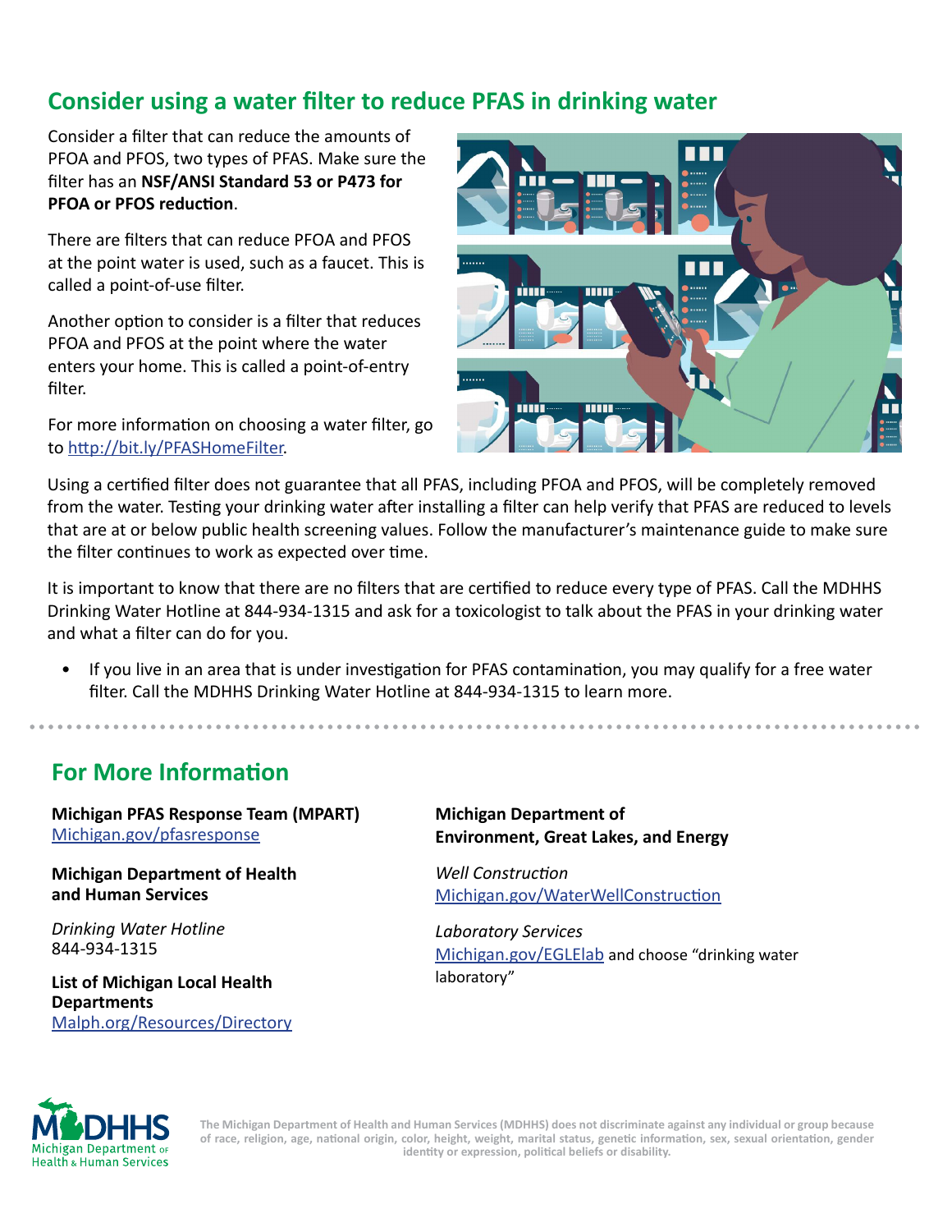## Consider using a water filter to reduce PFAS in drinking water

Consider a filter that can reduce the amounts of PFOA and PFOS, two types of PFAS. Make sure the filter has an **NSF/ANSI Standard 53 or P473 for PFOA or PFOS reduction**.

There are filters that can reduce PFOA and PFOS at the point water is used, such as a faucet. This is called a point-of-use filter.

Another option to consider is a filter that reduces PFOA and PFOS at the point where the water enters your home. This is called a point-of-entry filter.

For more information on choosing a water filter, go to [http://bit.ly/PFASHomeFilter](http://bit.ly/PFASHomeFilter).

Using a certified filter does not guarantee that all PFAS, including PFOA and PFOS, will be completely removed from the water. Testing your drinking water after installing a filter can help verify that PFAS are reduced to levels that are at or below public health screening values. Follow the manufacturer's maintenance guide to make sure the filter continues to work as expected over time.

It is important to know that there are no filters that are certified to reduce every type of PFAS. Call the MDHHS Drinking Water Hotline at 844-934-1315 and ask for a toxicologist to talk about the PFAS in your drinking water and what a filter can do for you.

- If you live in an area that is under investigation for PFAS contamination, you may qualify for a free water filter. Call the MDHHS Drinking Water Hotline at 844-934-1315 to learn more.

## For More Information

**Michigan PFAS Response Team (MPART)**
[Michigan.gov/pfasresponse](Michigan.gov/pfasresponse)

**Michigan Department of Health and Human Services**

*Drinking Water Hotline*
844-934-1315

**List of Michigan Local Health Departments**
[Malph.org/Resources/Directory](Malph.org/Resources/Directory)

**Michigan Department of Environment, Great Lakes, and Energy**

*Well Construction*
[Michigan.gov/WaterWellConstruction](Michigan.gov/WaterWellConstruction)

*Laboratory Services*
[Michigan.gov/EGLElab](Michigan.gov/EGLElab) and choose "drinking water laboratory"

MDHHS Michigan Department of Health & Human Services

The Michigan Department of Health and Human Services (MDHHS) does not discriminate against any individual or group because of race, religion, age, national origin, color, height, weight, marital status, genetic information, sex, sexual orientation, gender identity or expression, political beliefs or disability.